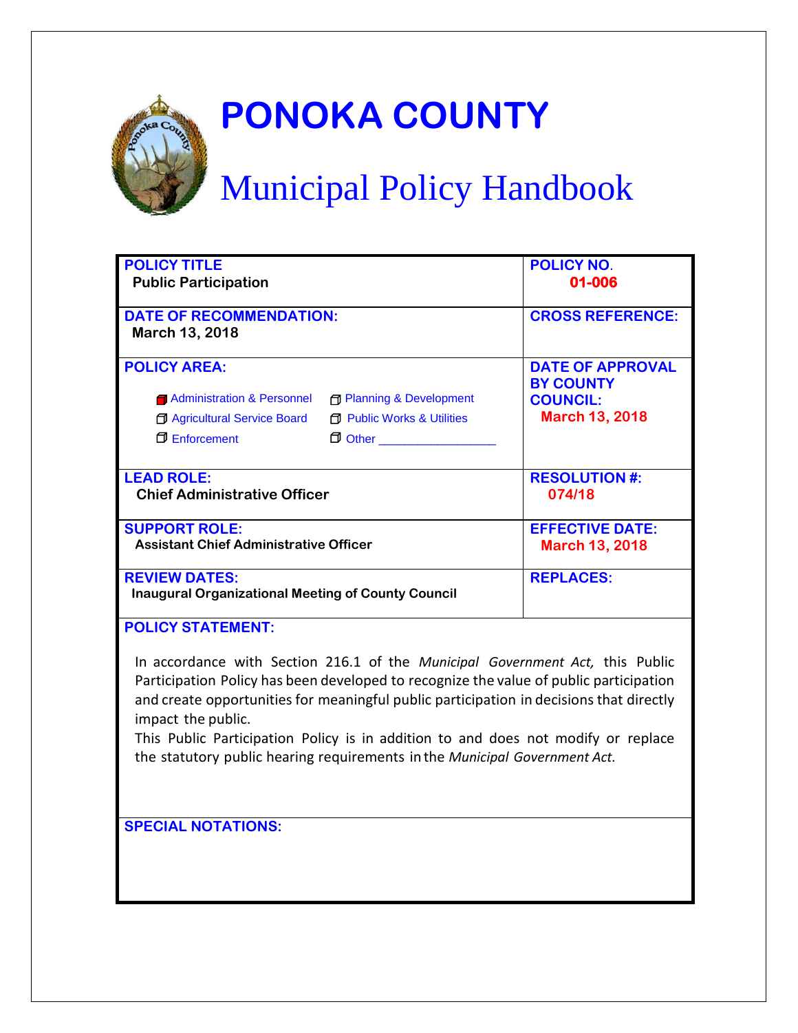# PONOKA COUNTY

## Municipal Policy Handbook

| POLICY TITLE<br>**Public Participation** | POLICY NO.<br>**01-006** |
|---|---|
| DATE OF RECOMMENDATION:<br>**March 13, 2018** | CROSS REFERENCE: |
| POLICY AREA:<br>☒ Administration & Personnel ☐ Planning & Development<br>☐ Agricultural Service Board ☐ Public Works & Utilities<br>☐ Enforcement ☐ Other ________________ | DATE OF APPROVAL BY COUNTY COUNCIL:<br>**March 13, 2018** |
| LEAD ROLE:<br>**Chief Administrative Officer** | RESOLUTION #:<br>**074/18** |
| SUPPORT ROLE:<br>**Assistant Chief Administrative Officer** | EFFECTIVE DATE:<br>**March 13, 2018** |
| REVIEW DATES:<br>**Inaugural Organizational Meeting of County Council** | REPLACES: |

**POLICY STATEMENT:**

In accordance with Section 216.1 of the *Municipal Government Act,* this Public Participation Policy has been developed to recognize the value of public participation and create opportunities for meaningful public participation in decisions that directly impact the public.
This Public Participation Policy is in addition to and does not modify or replace the statutory public hearing requirements in the *Municipal Government Act.*

**SPECIAL NOTATIONS:**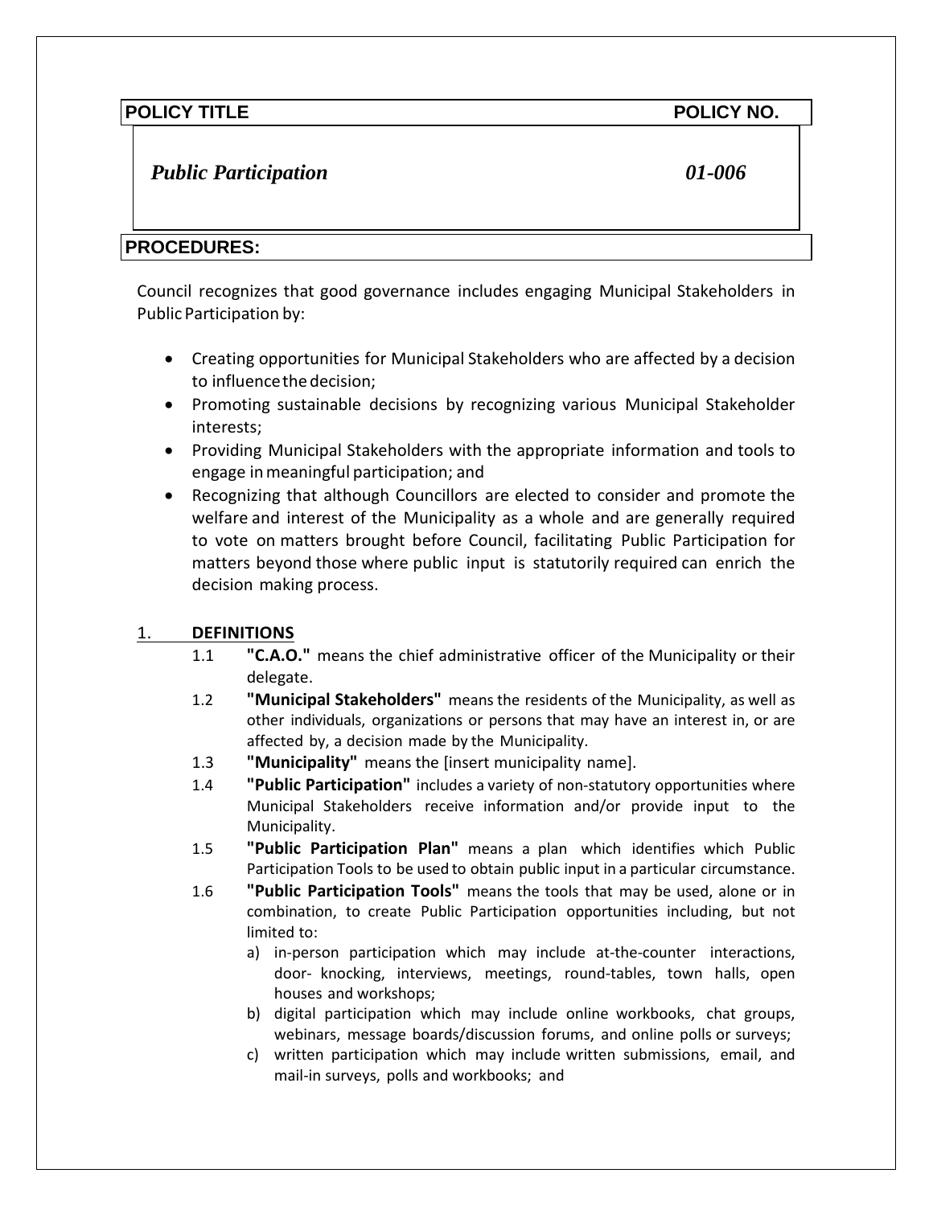| POLICY TITLE | POLICY NO. |
| --- | --- |
| ***Public Participation*** | ***01-006*** |

**PROCEDURES:**

Council recognizes that good governance includes engaging Municipal Stakeholders in Public Participation by:

- Creating opportunities for Municipal Stakeholders who are affected by a decision to influence the decision;
- Promoting sustainable decisions by recognizing various Municipal Stakeholder interests;
- Providing Municipal Stakeholders with the appropriate information and tools to engage in meaningful participation; and
- Recognizing that although Councillors are elected to consider and promote the welfare and interest of the Municipality as a whole and are generally required to vote on matters brought before Council, facilitating Public Participation for matters beyond those where public input is statutorily required can enrich the decision making process.

## 1. DEFINITIONS

1.1 **"C.A.O."** means the chief administrative officer of the Municipality or their delegate.

1.2 **"Municipal Stakeholders"** means the residents of the Municipality, as well as other individuals, organizations or persons that may have an interest in, or are affected by, a decision made by the Municipality.

1.3 **"Municipality"** means the [insert municipality name].

1.4 **"Public Participation"** includes a variety of non-statutory opportunities where Municipal Stakeholders receive information and/or provide input to the Municipality.

1.5 **"Public Participation Plan"** means a plan which identifies which Public Participation Tools to be used to obtain public input in a particular circumstance.

1.6 **"Public Participation Tools"** means the tools that may be used, alone or in combination, to create Public Participation opportunities including, but not limited to:

a) in-person participation which may include at-the-counter interactions, door- knocking, interviews, meetings, round-tables, town halls, open houses and workshops;

b) digital participation which may include online workbooks, chat groups, webinars, message boards/discussion forums, and online polls or surveys;

c) written participation which may include written submissions, email, and mail-in surveys, polls and workbooks; and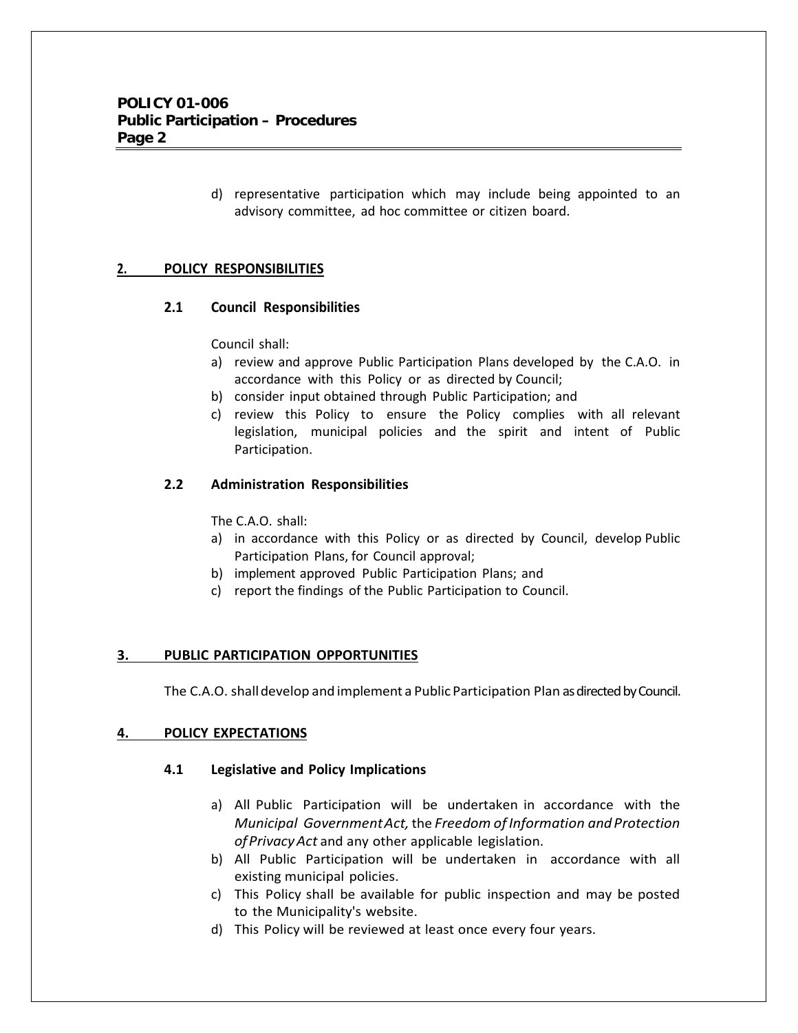d) representative participation which may include being appointed to an advisory committee, ad hoc committee or citizen board.

## 2. POLICY RESPONSIBILITIES

### 2.1 Council Responsibilities

Council shall:

a) review and approve Public Participation Plans developed by the C.A.O. in accordance with this Policy or as directed by Council;
b) consider input obtained through Public Participation; and
c) review this Policy to ensure the Policy complies with all relevant legislation, municipal policies and the spirit and intent of Public Participation.

### 2.2 Administration Responsibilities

The C.A.O. shall:

a) in accordance with this Policy or as directed by Council, develop Public Participation Plans, for Council approval;
b) implement approved Public Participation Plans; and
c) report the findings of the Public Participation to Council.

## 3. PUBLIC PARTICIPATION OPPORTUNITIES

The C.A.O. shall develop and implement a Public Participation Plan as directed by Council.

## 4. POLICY EXPECTATIONS

### 4.1 Legislative and Policy Implications

a) All Public Participation will be undertaken in accordance with the *Municipal Government Act,* the *Freedom of Information and Protection of Privacy Act* and any other applicable legislation.
b) All Public Participation will be undertaken in accordance with all existing municipal policies.
c) This Policy shall be available for public inspection and may be posted to the Municipality's website.
d) This Policy will be reviewed at least once every four years.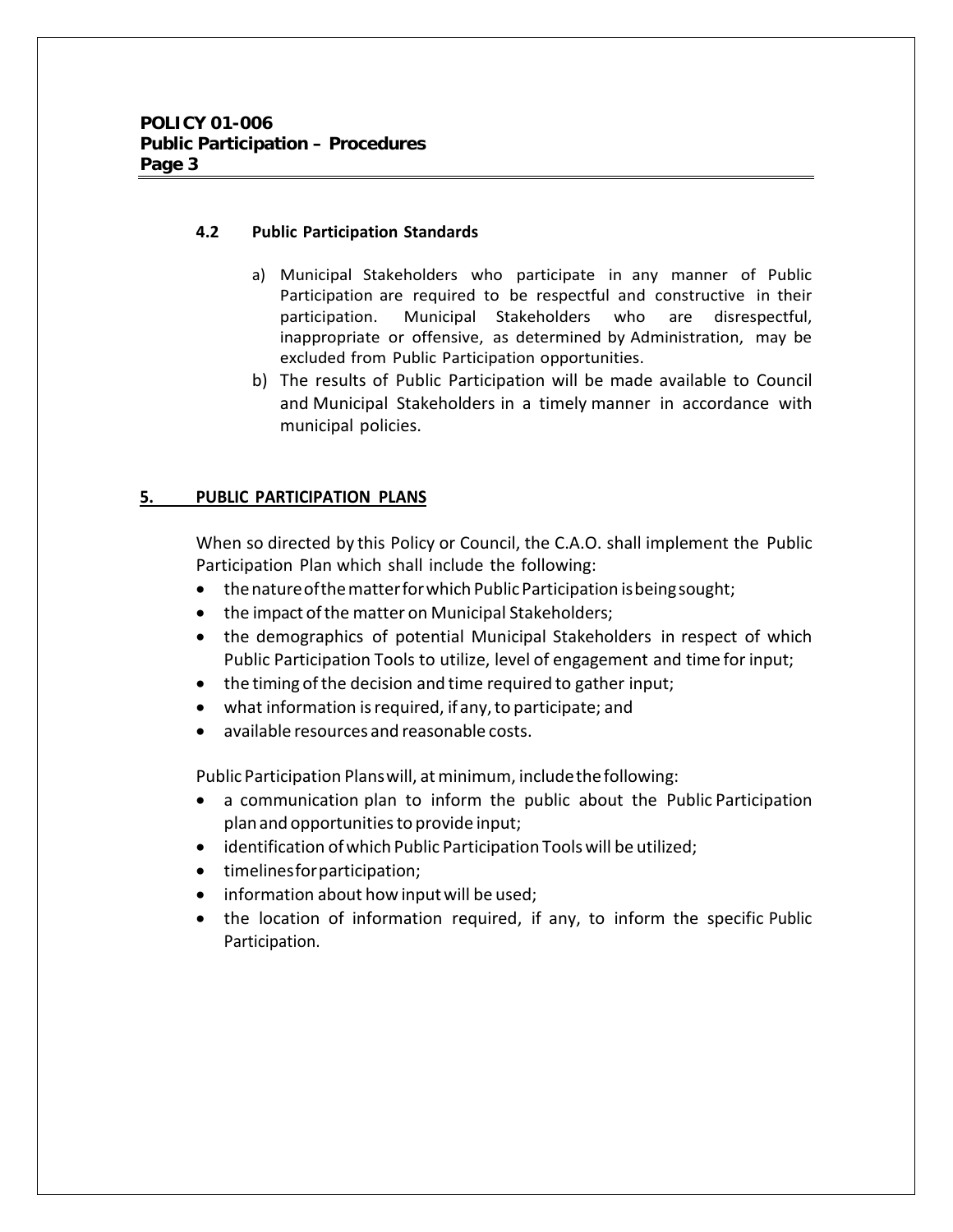### 4.2 Public Participation Standards

a) Municipal Stakeholders who participate in any manner of Public Participation are required to be respectful and constructive in their participation. Municipal Stakeholders who are disrespectful, inappropriate or offensive, as determined by Administration, may be excluded from Public Participation opportunities.

b) The results of Public Participation will be made available to Council and Municipal Stakeholders in a timely manner in accordance with municipal policies.

## 5. PUBLIC PARTICIPATION PLANS

When so directed by this Policy or Council, the C.A.O. shall implement the Public Participation Plan which shall include the following:

- the nature of the matter for which Public Participation is being sought;
- the impact of the matter on Municipal Stakeholders;
- the demographics of potential Municipal Stakeholders in respect of which Public Participation Tools to utilize, level of engagement and time for input;
- the timing of the decision and time required to gather input;
- what information is required, if any, to participate; and
- available resources and reasonable costs.

Public Participation Plans will, at minimum, include the following:

- a communication plan to inform the public about the Public Participation plan and opportunities to provide input;
- identification of which Public Participation Tools will be utilized;
- timelines for participation;
- information about how input will be used;
- the location of information required, if any, to inform the specific Public Participation.